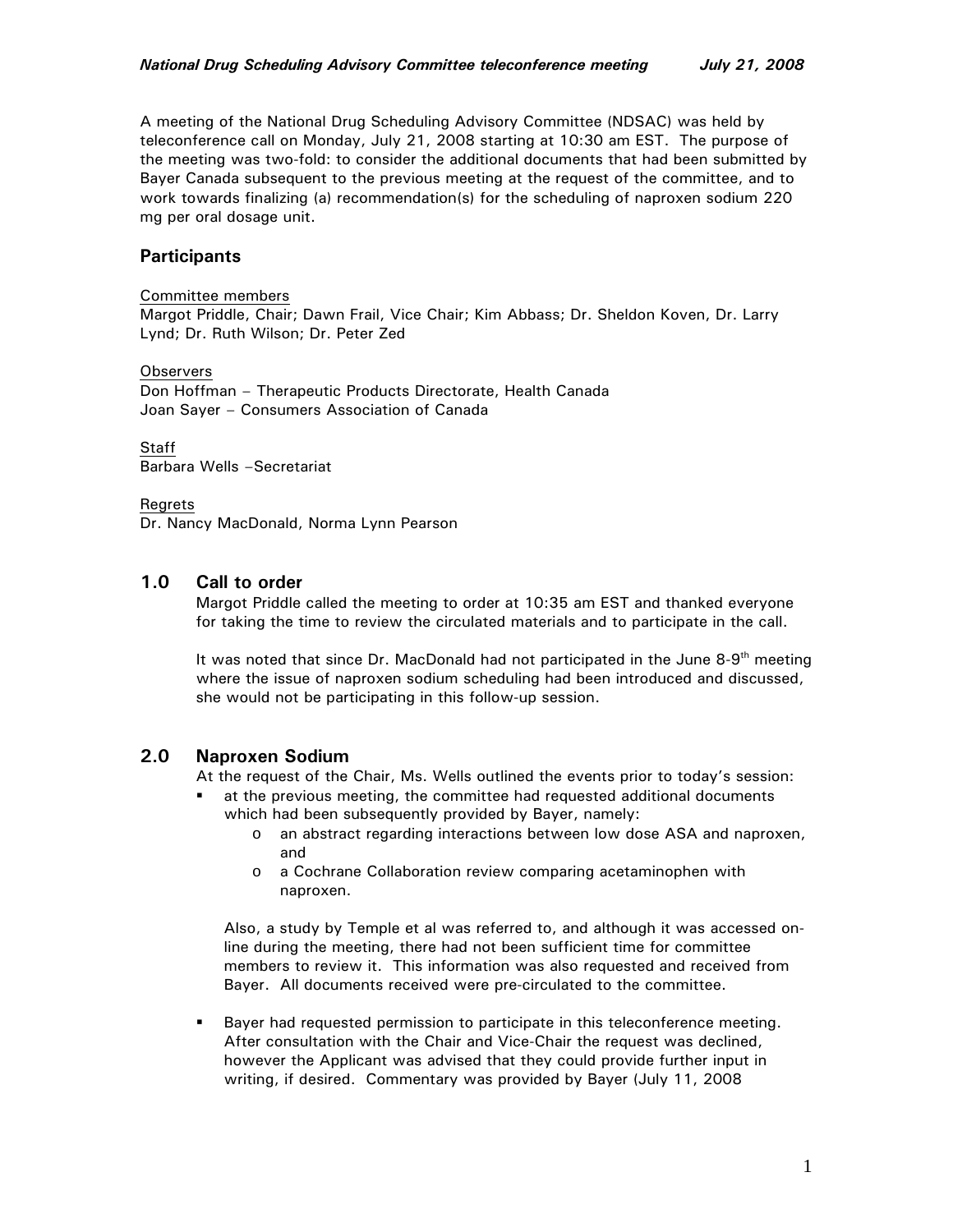A meeting of the National Drug Scheduling Advisory Committee (NDSAC) was held by teleconference call on Monday, July 21, 2008 starting at 10:30 am EST. The purpose of the meeting was two-fold: to consider the additional documents that had been submitted by Bayer Canada subsequent to the previous meeting at the request of the committee, and to work towards finalizing (a) recommendation(s) for the scheduling of naproxen sodium 220 mg per oral dosage unit.

## Participants

Committee members
Margot Priddle, Chair; Dawn Frail, Vice Chair; Kim Abbass; Dr. Sheldon Koven, Dr. Larry Lynd; Dr. Ruth Wilson; Dr. Peter Zed

Observers
Don Hoffman – Therapeutic Products Directorate, Health Canada
Joan Sayer – Consumers Association of Canada

Staff
Barbara Wells –Secretariat

Regrets
Dr. Nancy MacDonald, Norma Lynn Pearson

## 1.0 Call to order

Margot Priddle called the meeting to order at 10:35 am EST and thanked everyone for taking the time to review the circulated materials and to participate in the call.

It was noted that since Dr. MacDonald had not participated in the June 8-9th meeting where the issue of naproxen sodium scheduling had been introduced and discussed, she would not be participating in this follow-up session.

## 2.0 Naproxen Sodium

At the request of the Chair, Ms. Wells outlined the events prior to today's session:

- at the previous meeting, the committee had requested additional documents which had been subsequently provided by Bayer, namely:
  - an abstract regarding interactions between low dose ASA and naproxen, and
  - a Cochrane Collaboration review comparing acetaminophen with naproxen.

  Also, a study by Temple et al was referred to, and although it was accessed on-line during the meeting, there had not been sufficient time for committee members to review it. This information was also requested and received from Bayer. All documents received were pre-circulated to the committee.

- Bayer had requested permission to participate in this teleconference meeting. After consultation with the Chair and Vice-Chair the request was declined, however the Applicant was advised that they could provide further input in writing, if desired. Commentary was provided by Bayer (July 11, 2008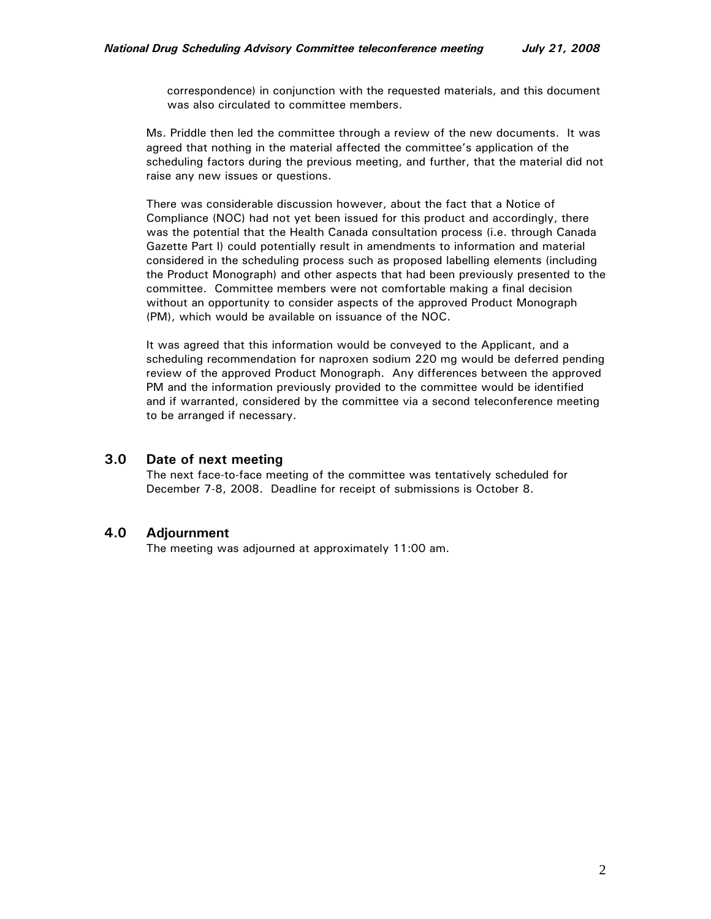correspondence) in conjunction with the requested materials, and this document was also circulated to committee members.

Ms. Priddle then led the committee through a review of the new documents. It was agreed that nothing in the material affected the committee's application of the scheduling factors during the previous meeting, and further, that the material did not raise any new issues or questions.

There was considerable discussion however, about the fact that a Notice of Compliance (NOC) had not yet been issued for this product and accordingly, there was the potential that the Health Canada consultation process (i.e. through Canada Gazette Part I) could potentially result in amendments to information and material considered in the scheduling process such as proposed labelling elements (including the Product Monograph) and other aspects that had been previously presented to the committee. Committee members were not comfortable making a final decision without an opportunity to consider aspects of the approved Product Monograph (PM), which would be available on issuance of the NOC.

It was agreed that this information would be conveyed to the Applicant, and a scheduling recommendation for naproxen sodium 220 mg would be deferred pending review of the approved Product Monograph. Any differences between the approved PM and the information previously provided to the committee would be identified and if warranted, considered by the committee via a second teleconference meeting to be arranged if necessary.

## 3.0 Date of next meeting

The next face-to-face meeting of the committee was tentatively scheduled for December 7-8, 2008. Deadline for receipt of submissions is October 8.

## 4.0 Adjournment

The meeting was adjourned at approximately 11:00 am.